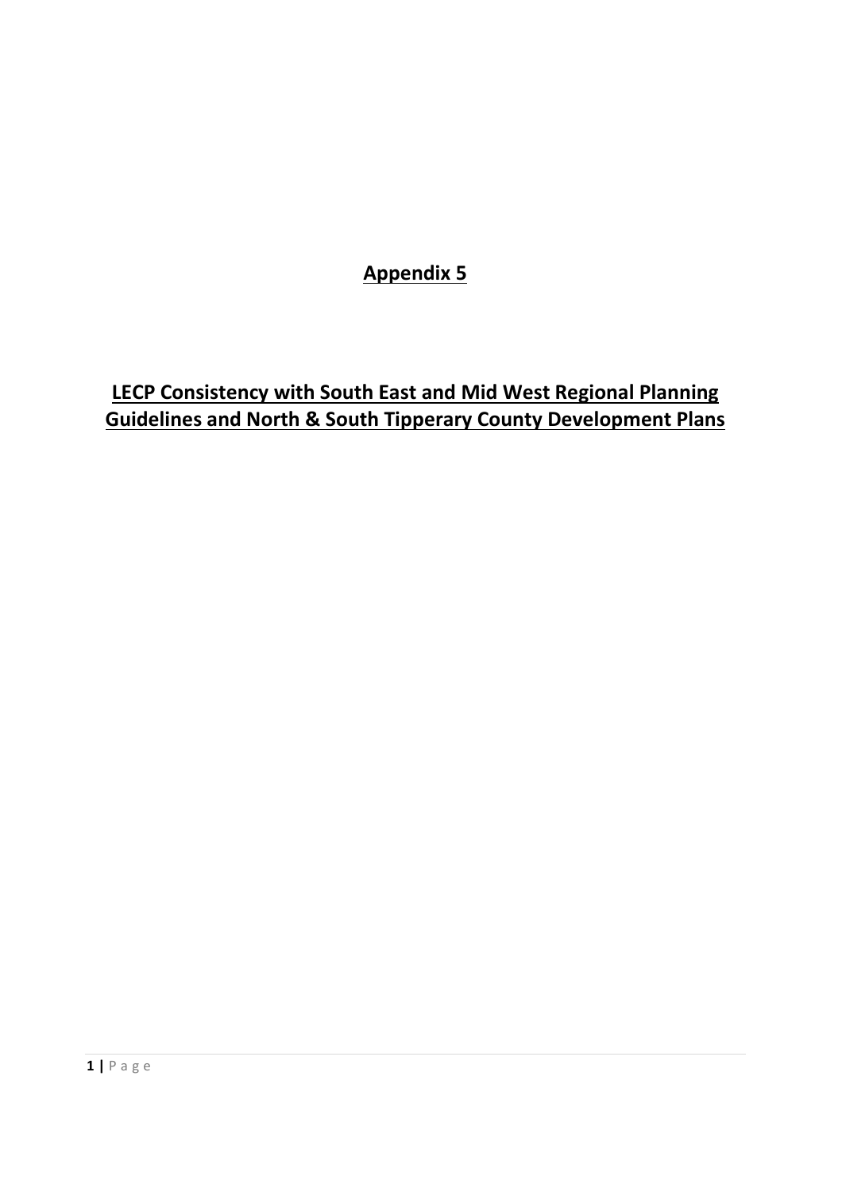# Appendix 5

## LECP Consistency with South East and Mid West Regional Planning Guidelines and North & South Tipperary County Development Plans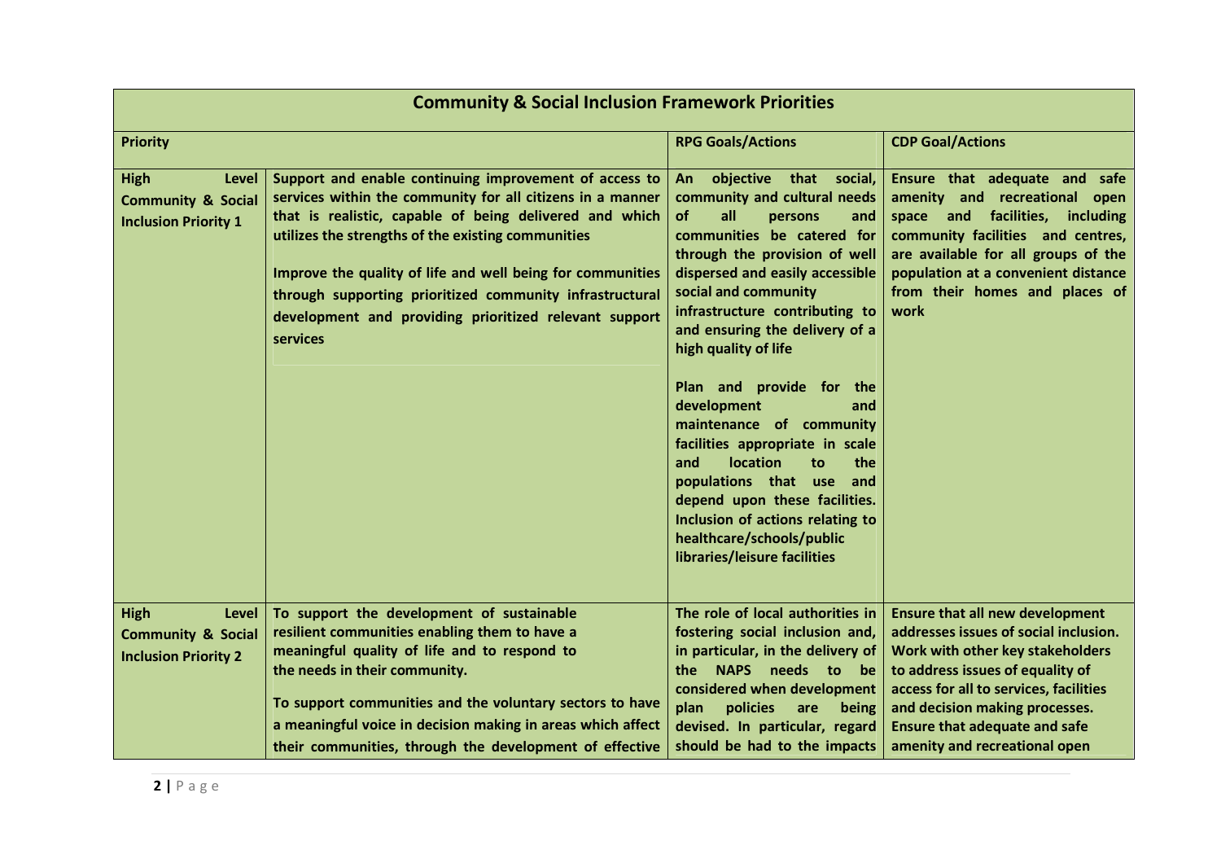| Community & Social Inclusion Framework Priorities | | | |
|---|---|---|---|
| **Priority** | | **RPG Goals/Actions** | **CDP Goal/Actions** |
| **High Level Community & Social Inclusion Priority 1** | **Support and enable continuing improvement of access to services within the community for all citizens in a manner that is realistic, capable of being delivered and which utilizes the strengths of the existing communities**<br><br>**Improve the quality of life and well being for communities through supporting prioritized community infrastructural development and providing prioritized relevant support services** | **An objective that social, community and cultural needs of all persons and communities be catered for through the provision of well dispersed and easily accessible social and community infrastructure contributing to and ensuring the delivery of a high quality of life**<br><br>**Plan and provide for the development and maintenance of community facilities appropriate in scale and location to the populations that use and depend upon these facilities. Inclusion of actions relating to healthcare/schools/public libraries/leisure facilities** | **Ensure that adequate and safe amenity and recreational open space and facilities, including community facilities and centres, are available for all groups of the population at a convenient distance from their homes and places of work** |
| **High Level Community & Social Inclusion Priority 2** | **To support the development of sustainable resilient communities enabling them to have a meaningful quality of life and to respond to the needs in their community.**<br><br>**To support communities and the voluntary sectors to have a meaningful voice in decision making in areas which affect their communities, through the development of effective** | **The role of local authorities in fostering social inclusion and, in particular, in the delivery of the NAPS needs to be considered when development plan policies are being devised. In particular, regard should be had to the impacts** | **Ensure that all new development addresses issues of social inclusion. Work with other key stakeholders to address issues of equality of access for all to services, facilities and decision making processes. Ensure that adequate and safe amenity and recreational open** |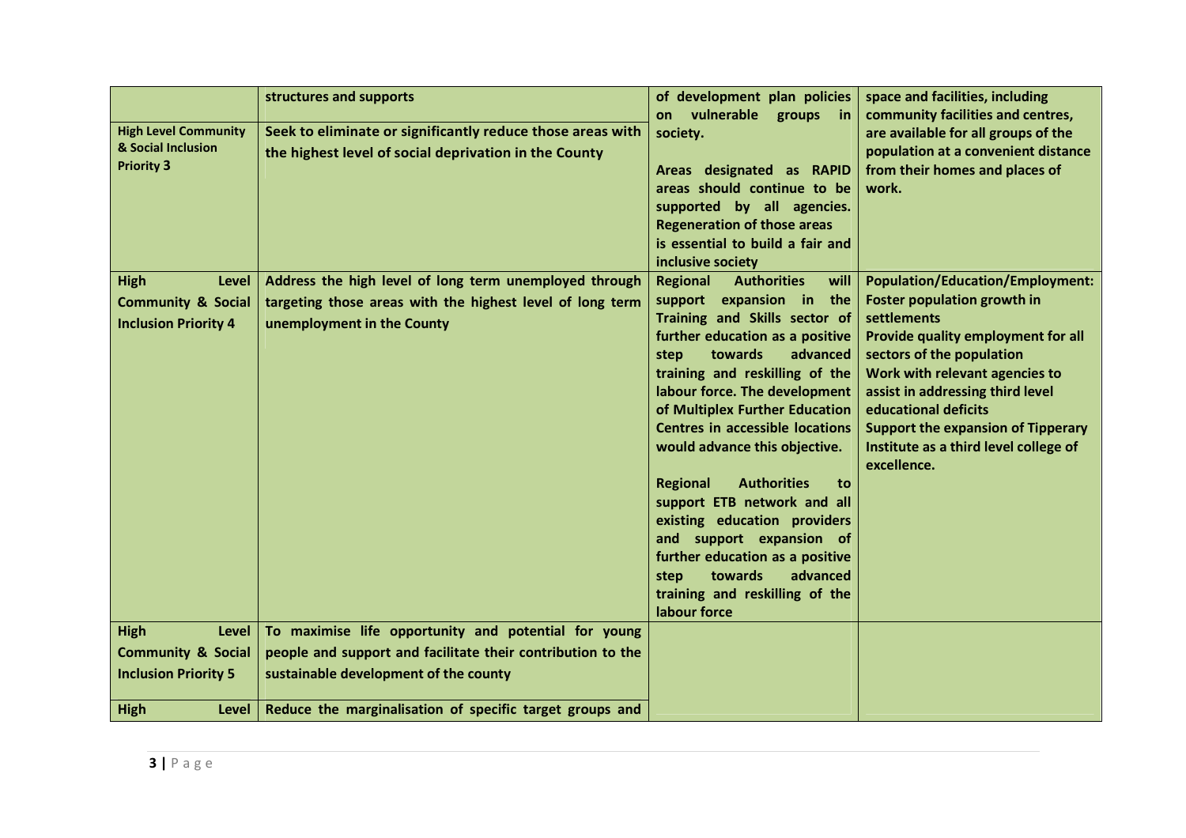| | | | |
|---|---|---|---|
| | structures and supports | of development plan policies on vulnerable groups in society. | space and facilities, including community facilities and centres, are available for all groups of the population at a convenient distance from their homes and places of work. |
| **High Level Community & Social Inclusion Priority 3** | **Seek to eliminate or significantly reduce those areas with the highest level of social deprivation in the County** | **Areas designated as RAPID areas should continue to be supported by all agencies. Regeneration of those areas is essential to build a fair and inclusive society** | |
| **High Level Community & Social Inclusion Priority 4** | **Address the high level of long term unemployed through targeting those areas with the highest level of long term unemployment in the County** | **Regional Authorities will support expansion in the Training and Skills sector of further education as a positive step towards advanced training and reskilling of the labour force. The development of Multiplex Further Education Centres in accessible locations would advance this objective.**<br><br>**Regional Authorities to support ETB network and all existing education providers and support expansion of further education as a positive step towards advanced training and reskilling of the labour force** | **Population/Education/Employment: Foster population growth in settlements**<br>**Provide quality employment for all sectors of the population**<br>**Work with relevant agencies to assist in addressing third level educational deficits**<br>**Support the expansion of Tipperary Institute as a third level college of excellence.** |
| **High Level Community & Social Inclusion Priority 5** | **To maximise life opportunity and potential for young people and support and facilitate their contribution to the sustainable development of the county** | | |
| **High Level** | **Reduce the marginalisation of specific target groups and** | | |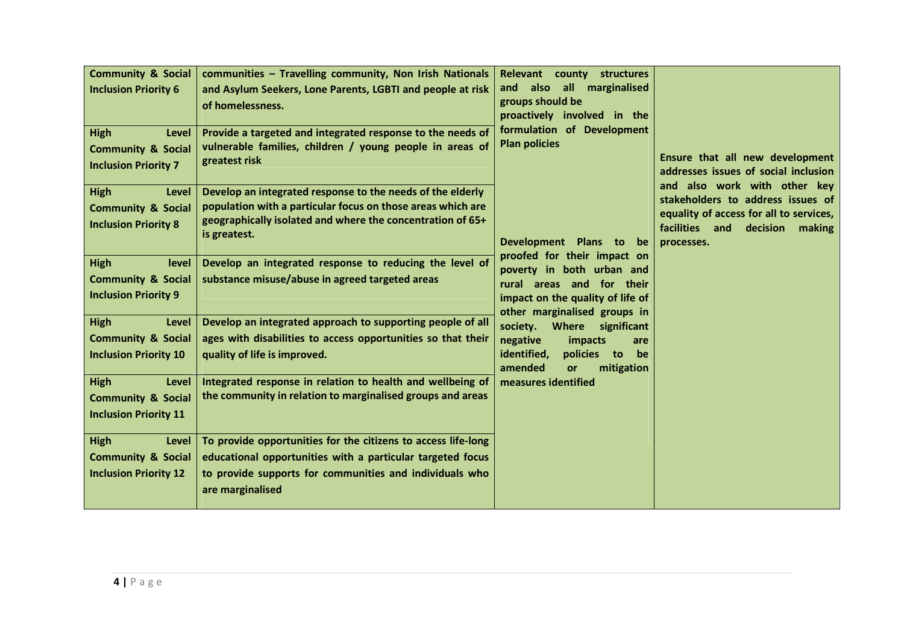| | | | |
|---|---|---|---|
| Community & Social Inclusion Priority 6 | communities – Travelling community, Non Irish Nationals and Asylum Seekers, Lone Parents, LGBTI and people at risk of homelessness. | Relevant county structures and also all marginalised groups should be proactively involved in the formulation of Development Plan policies | Ensure that all new development addresses issues of social inclusion and also work with other key stakeholders to address issues of equality of access for all to services, facilities and decision making processes. |
| High Level Community & Social Inclusion Priority 7 | Provide a targeted and integrated response to the needs of vulnerable families, children / young people in areas of greatest risk | | |
| High Level Community & Social Inclusion Priority 8 | Develop an integrated response to the needs of the elderly population with a particular focus on those areas which are geographically isolated and where the concentration of 65+ is greatest. | Development Plans to be proofed for their impact on poverty in both urban and rural areas and for their impact on the quality of life of other marginalised groups in society. Where significant negative impacts are identified, policies to be amended or mitigation measures identified | |
| High level Community & Social Inclusion Priority 9 | Develop an integrated response to reducing the level of substance misuse/abuse in agreed targeted areas | | |
| High Level Community & Social Inclusion Priority 10 | Develop an integrated approach to supporting people of all ages with disabilities to access opportunities so that their quality of life is improved. | | |
| High Level Community & Social Inclusion Priority 11 | Integrated response in relation to health and wellbeing of the community in relation to marginalised groups and areas | | |
| High Level Community & Social Inclusion Priority 12 | To provide opportunities for the citizens to access life-long educational opportunities with a particular targeted focus to provide supports for communities and individuals who are marginalised | | |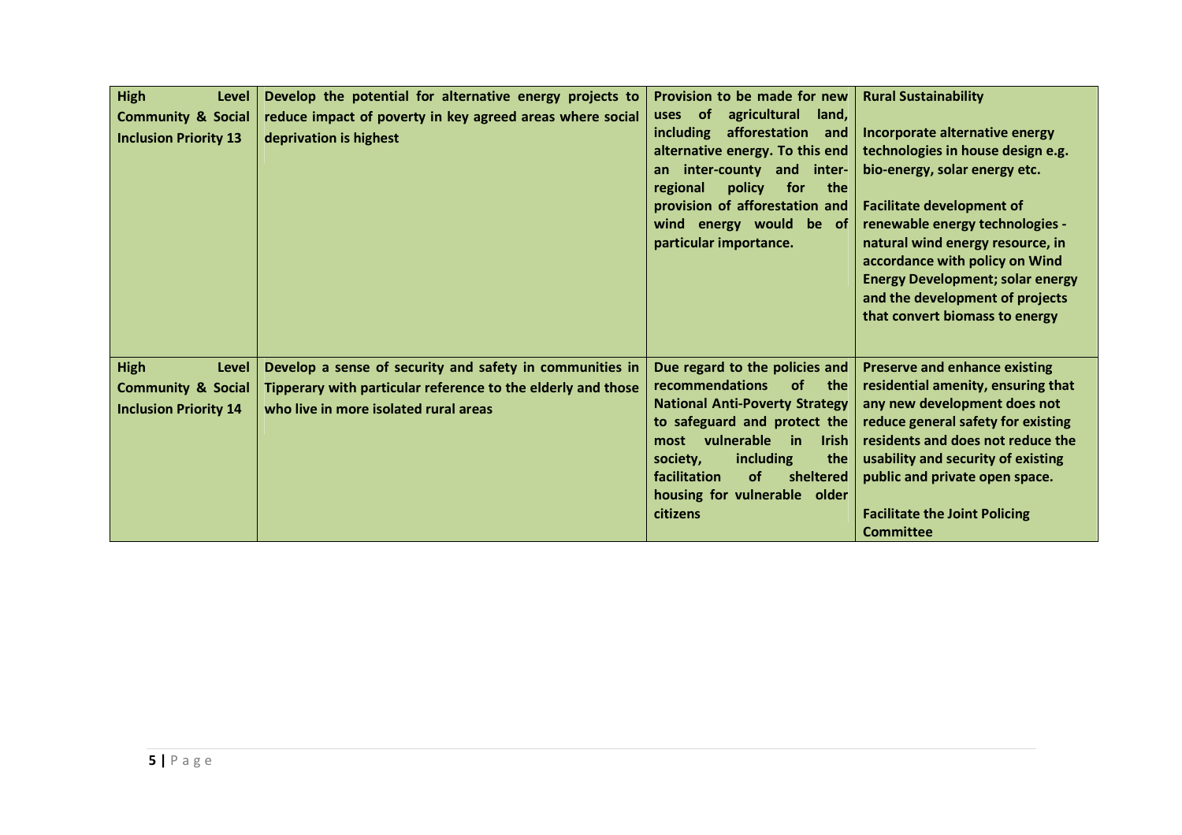| | | | |
|---|---|---|---|
| **High Level Community & Social Inclusion Priority 13** | **Develop the potential for alternative energy projects to reduce impact of poverty in key agreed areas where social deprivation is highest** | **Provision to be made for new uses of agricultural land, including afforestation and alternative energy. To this end an inter-county and inter-regional policy for the provision of afforestation and wind energy would be of particular importance.** | **Rural Sustainability**<br><br>**Incorporate alternative energy technologies in house design e.g. bio-energy, solar energy etc.**<br><br>**Facilitate development of renewable energy technologies - natural wind energy resource, in accordance with policy on Wind Energy Development; solar energy and the development of projects that convert biomass to energy** |
| **High Level Community & Social Inclusion Priority 14** | **Develop a sense of security and safety in communities in Tipperary with particular reference to the elderly and those who live in more isolated rural areas** | **Due regard to the policies and recommendations of the National Anti-Poverty Strategy to safeguard and protect the most vulnerable in Irish society, including the facilitation of sheltered housing for vulnerable older citizens** | **Preserve and enhance existing residential amenity, ensuring that any new development does not reduce general safety for existing residents and does not reduce the usability and security of existing public and private open space.**<br><br>**Facilitate the Joint Policing Committee** |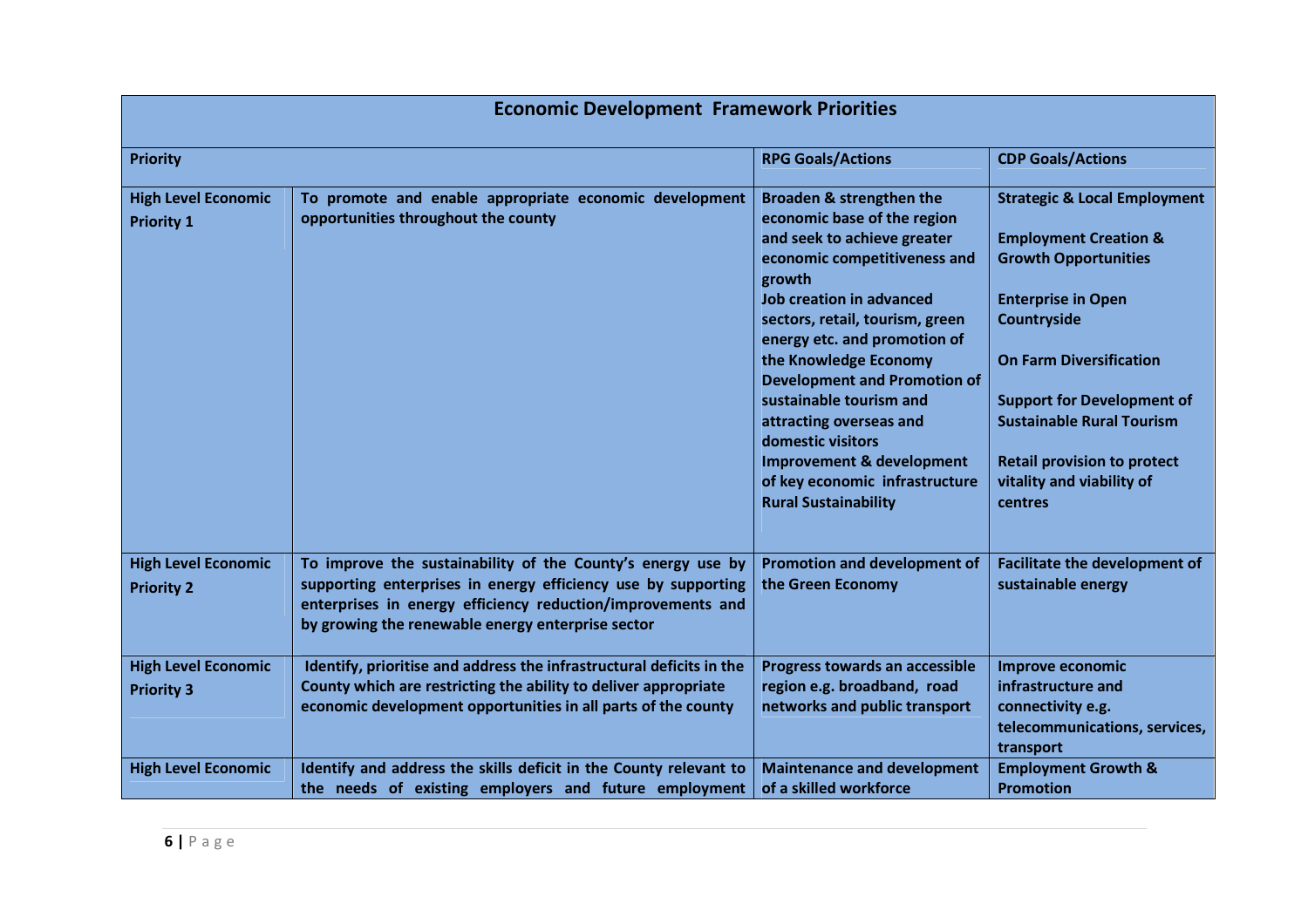| Economic Development Framework Priorities | | | |
|---|---|---|---|
| **Priority** | | **RPG Goals/Actions** | **CDP Goals/Actions** |
| **High Level Economic Priority 1** | **To promote and enable appropriate economic development opportunities throughout the county** | **Broaden & strengthen the economic base of the region and seek to achieve greater economic competitiveness and growth**<br>**Job creation in advanced sectors, retail, tourism, green energy etc. and promotion of the Knowledge Economy**<br>**Development and Promotion of sustainable tourism and attracting overseas and domestic visitors**<br>**Improvement & development of key economic infrastructure**<br>**Rural Sustainability** | **Strategic & Local Employment**<br><br>**Employment Creation & Growth Opportunities**<br><br>**Enterprise in Open Countryside**<br><br>**On Farm Diversification**<br><br>**Support for Development of Sustainable Rural Tourism**<br><br>**Retail provision to protect vitality and viability of centres** |
| **High Level Economic Priority 2** | **To improve the sustainability of the County's energy use by supporting enterprises in energy efficiency use by supporting enterprises in energy efficiency reduction/improvements and by growing the renewable energy enterprise sector** | **Promotion and development of the Green Economy** | **Facilitate the development of sustainable energy** |
| **High Level Economic Priority 3** | **Identify, prioritise and address the infrastructural deficits in the County which are restricting the ability to deliver appropriate economic development opportunities in all parts of the county** | **Progress towards an accessible region e.g. broadband, road networks and public transport** | **Improve economic infrastructure and connectivity e.g. telecommunications, services, transport** |
| **High Level Economic** | **Identify and address the skills deficit in the County relevant to the needs of existing employers and future employment** | **Maintenance and development of a skilled workforce** | **Employment Growth & Promotion** |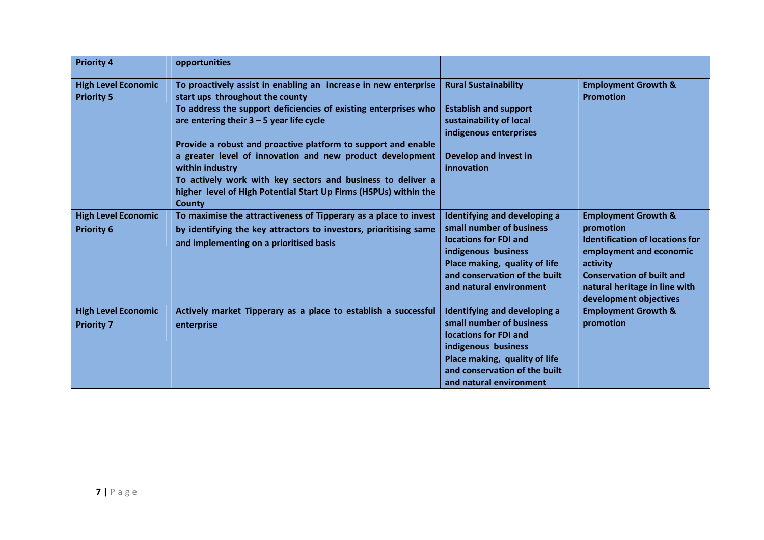| | | | |
|---|---|---|---|
| **Priority 4** | **opportunities** | | |
| **High Level Economic Priority 5** | **To proactively assist in enabling an increase in new enterprise start ups throughout the county**<br>**To address the support deficiencies of existing enterprises who are entering their 3 – 5 year life cycle**<br><br>**Provide a robust and proactive platform to support and enable a greater level of innovation and new product development within industry**<br>**To actively work with key sectors and business to deliver a higher level of High Potential Start Up Firms (HSPUs) within the County** | **Rural Sustainability**<br><br>**Establish and support sustainability of local indigenous enterprises**<br><br>**Develop and invest in innovation** | **Employment Growth & Promotion** |
| **High Level Economic Priority 6** | **To maximise the attractiveness of Tipperary as a place to invest by identifying the key attractors to investors, prioritising same and implementing on a prioritised basis** | **Identifying and developing a small number of business locations for FDI and indigenous business**<br>**Place making, quality of life and conservation of the built and natural environment** | **Employment Growth & promotion**<br>**Identification of locations for employment and economic activity**<br>**Conservation of built and natural heritage in line with development objectives** |
| **High Level Economic Priority 7** | **Actively market Tipperary as a place to establish a successful enterprise** | **Identifying and developing a small number of business locations for FDI and indigenous business**<br>**Place making, quality of life and conservation of the built and natural environment** | **Employment Growth & promotion** |